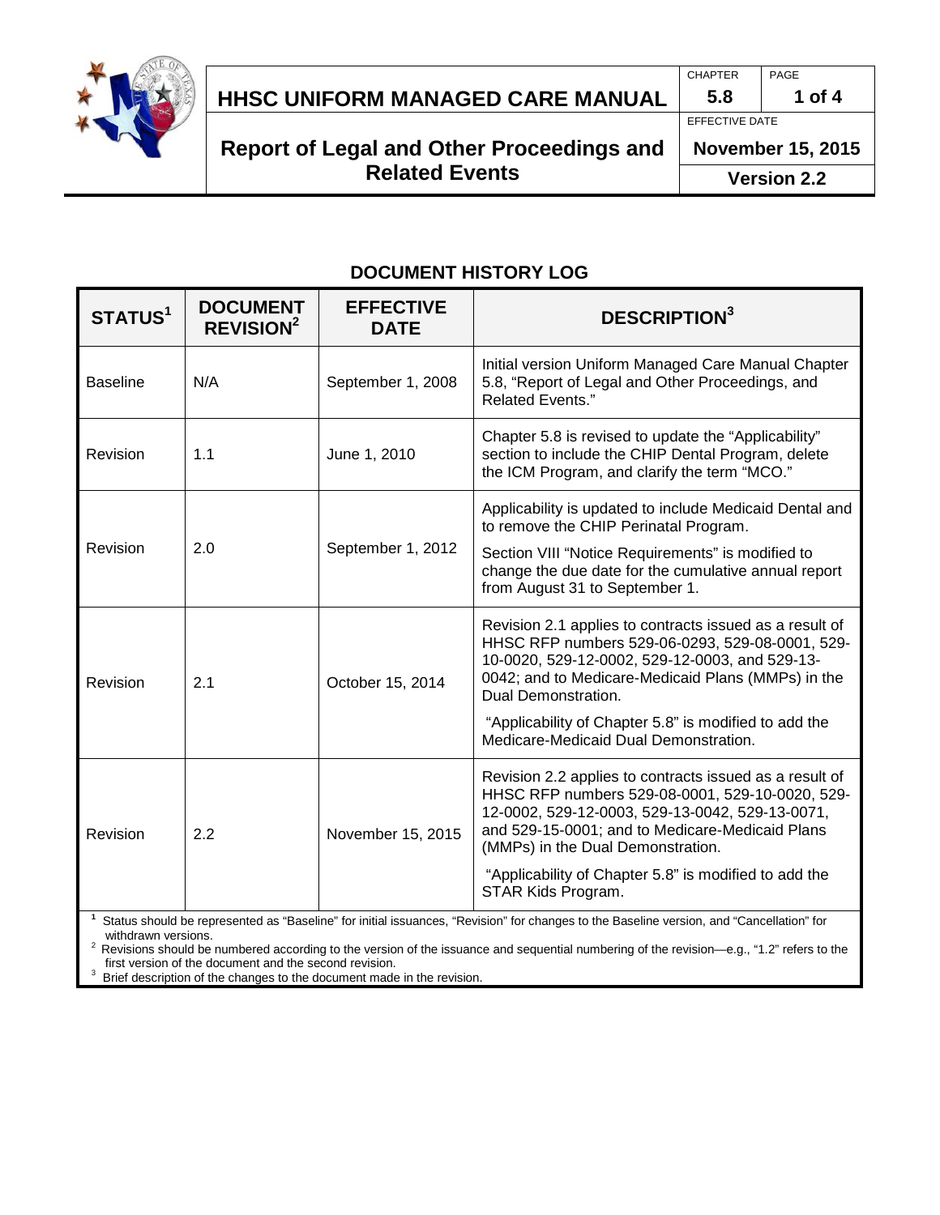# HHSC UNIFORM MANAGED CARE MANUAL

## Report of Legal and Other Proceedings and Related Events

| CHAPTER | PAGE |
|---|---|
| 5.8 | 1 of 4 |
| EFFECTIVE DATE | |
| November 15, 2015 | |
| Version 2.2 | |

### DOCUMENT HISTORY LOG

| STATUS[1] | DOCUMENT REVISION[2] | EFFECTIVE DATE | DESCRIPTION[3] |
|---|---|---|---|
| Baseline | N/A | September 1, 2008 | Initial version Uniform Managed Care Manual Chapter 5.8, "Report of Legal and Other Proceedings, and Related Events." |
| Revision | 1.1 | June 1, 2010 | Chapter 5.8 is revised to update the "Applicability" section to include the CHIP Dental Program, delete the ICM Program, and clarify the term "MCO." |
| Revision | 2.0 | September 1, 2012 | Applicability is updated to include Medicaid Dental and to remove the CHIP Perinatal Program. Section VIII "Notice Requirements" is modified to change the due date for the cumulative annual report from August 31 to September 1. |
| Revision | 2.1 | October 15, 2014 | Revision 2.1 applies to contracts issued as a result of HHSC RFP numbers 529-06-0293, 529-08-0001, 529-10-0020, 529-12-0002, 529-12-0003, and 529-13-0042; and to Medicare-Medicaid Plans (MMPs) in the Dual Demonstration. "Applicability of Chapter 5.8" is modified to add the Medicare-Medicaid Dual Demonstration. |
| Revision | 2.2 | November 15, 2015 | Revision 2.2 applies to contracts issued as a result of HHSC RFP numbers 529-08-0001, 529-10-0020, 529-12-0002, 529-12-0003, 529-13-0042, 529-13-0071, and 529-15-0001; and to Medicare-Medicaid Plans (MMPs) in the Dual Demonstration. "Applicability of Chapter 5.8" is modified to add the STAR Kids Program. |

[1] Status should be represented as "Baseline" for initial issuances, "Revision" for changes to the Baseline version, and "Cancellation" for withdrawn versions.

[2] Revisions should be numbered according to the version of the issuance and sequential numbering of the revision—e.g., "1.2" refers to the first version of the document and the second revision.

[3] Brief description of the changes to the document made in the revision.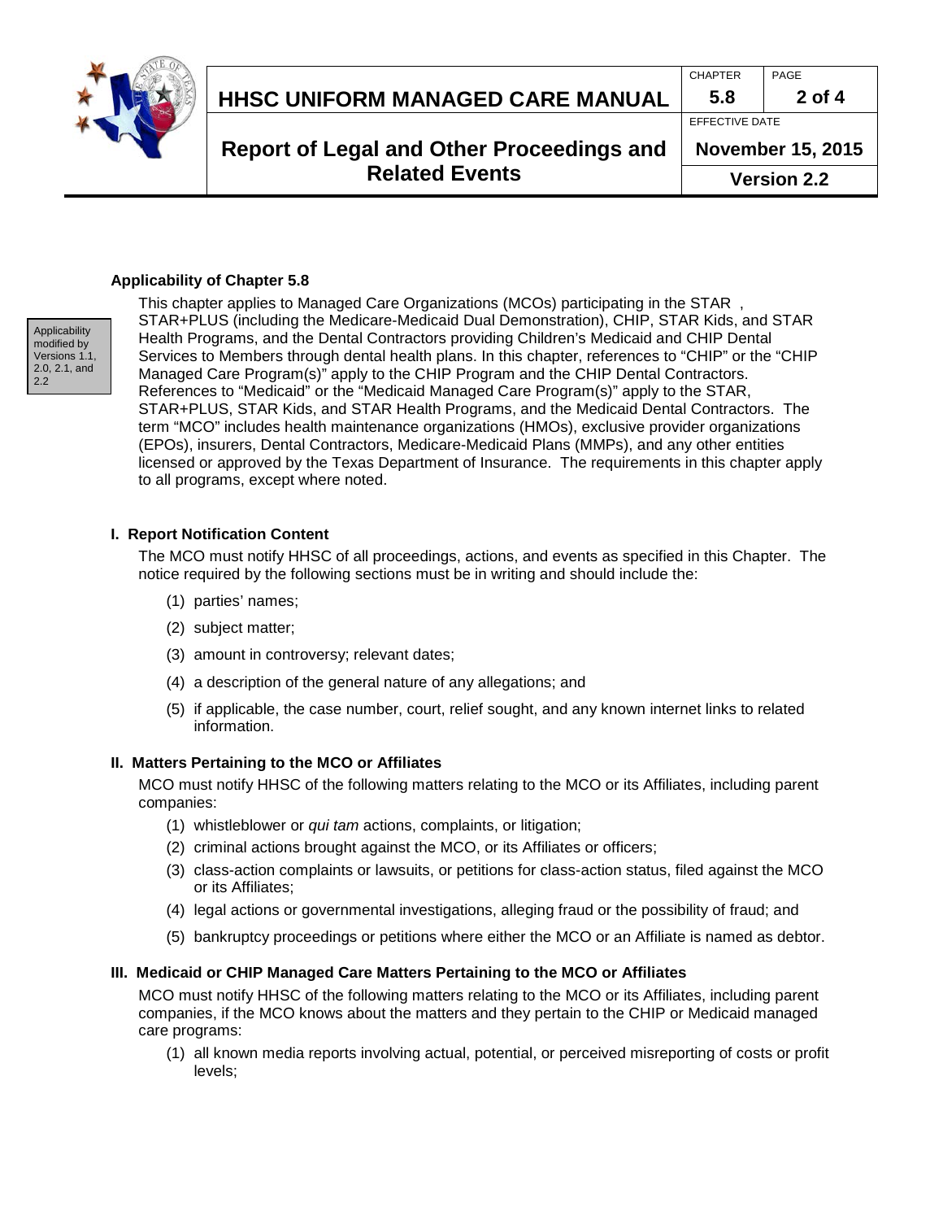### Applicability of Chapter 5.8

Applicability modified by Versions 1.1, 2.0, 2.1, and 2.2

This chapter applies to Managed Care Organizations (MCOs) participating in the STAR , STAR+PLUS (including the Medicare-Medicaid Dual Demonstration), CHIP, STAR Kids, and STAR Health Programs, and the Dental Contractors providing Children's Medicaid and CHIP Dental Services to Members through dental health plans. In this chapter, references to "CHIP" or the "CHIP Managed Care Program(s)" apply to the CHIP Program and the CHIP Dental Contractors. References to "Medicaid" or the "Medicaid Managed Care Program(s)" apply to the STAR, STAR+PLUS, STAR Kids, and STAR Health Programs, and the Medicaid Dental Contractors. The term "MCO" includes health maintenance organizations (HMOs), exclusive provider organizations (EPOs), insurers, Dental Contractors, Medicare-Medicaid Plans (MMPs), and any other entities licensed or approved by the Texas Department of Insurance. The requirements in this chapter apply to all programs, except where noted.

### I. Report Notification Content

The MCO must notify HHSC of all proceedings, actions, and events as specified in this Chapter. The notice required by the following sections must be in writing and should include the:

(1) parties' names;

(2) subject matter;

(3) amount in controversy; relevant dates;

(4) a description of the general nature of any allegations; and

(5) if applicable, the case number, court, relief sought, and any known internet links to related information.

### II. Matters Pertaining to the MCO or Affiliates

MCO must notify HHSC of the following matters relating to the MCO or its Affiliates, including parent companies:

(1) whistleblower or *qui tam* actions, complaints, or litigation;

(2) criminal actions brought against the MCO, or its Affiliates or officers;

(3) class-action complaints or lawsuits, or petitions for class-action status, filed against the MCO or its Affiliates;

(4) legal actions or governmental investigations, alleging fraud or the possibility of fraud; and

(5) bankruptcy proceedings or petitions where either the MCO or an Affiliate is named as debtor.

### III. Medicaid or CHIP Managed Care Matters Pertaining to the MCO or Affiliates

MCO must notify HHSC of the following matters relating to the MCO or its Affiliates, including parent companies, if the MCO knows about the matters and they pertain to the CHIP or Medicaid managed care programs:

(1) all known media reports involving actual, potential, or perceived misreporting of costs or profit levels;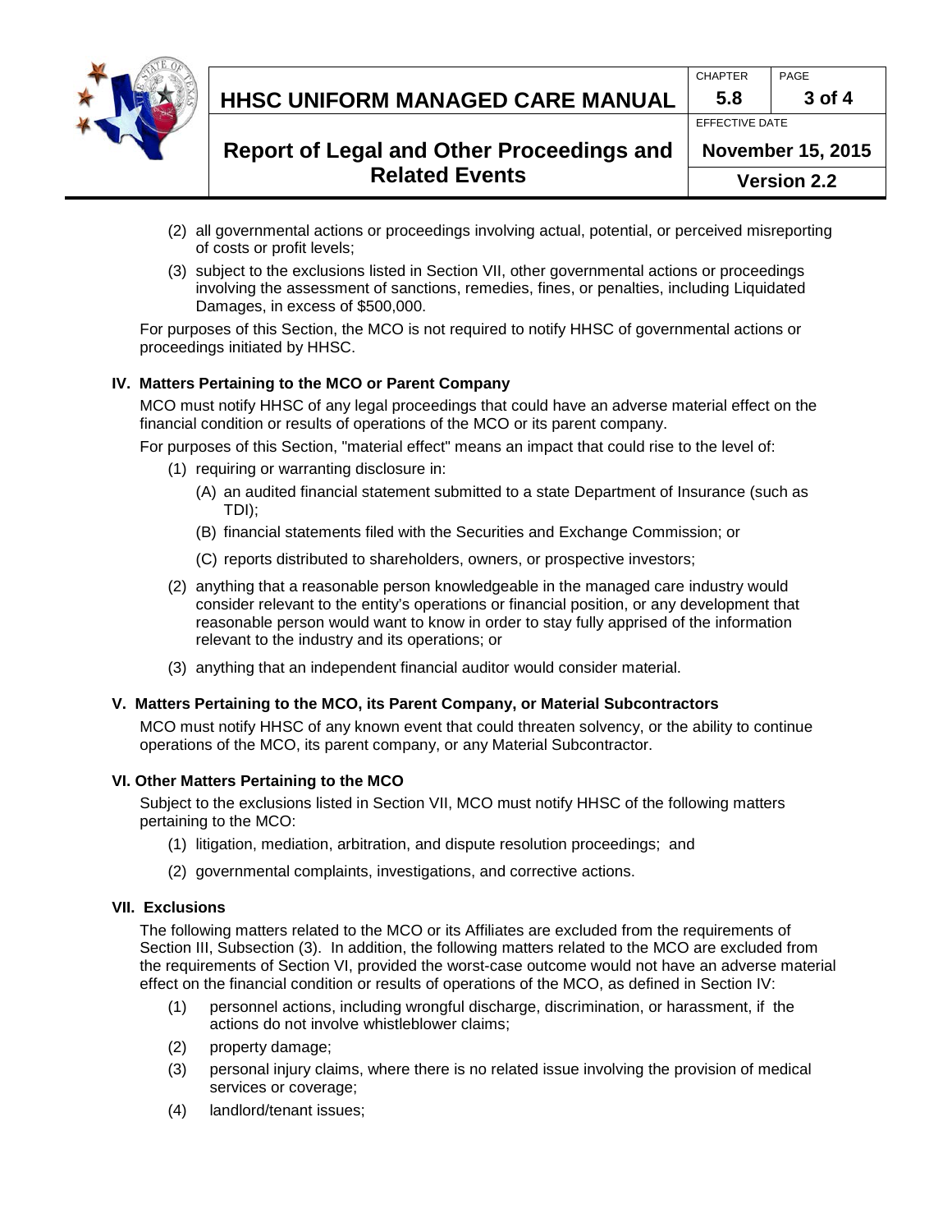(2) all governmental actions or proceedings involving actual, potential, or perceived misreporting of costs or profit levels;

(3) subject to the exclusions listed in Section VII, other governmental actions or proceedings involving the assessment of sanctions, remedies, fines, or penalties, including Liquidated Damages, in excess of $500,000.

For purposes of this Section, the MCO is not required to notify HHSC of governmental actions or proceedings initiated by HHSC.

## IV. Matters Pertaining to the MCO or Parent Company

MCO must notify HHSC of any legal proceedings that could have an adverse material effect on the financial condition or results of operations of the MCO or its parent company.

For purposes of this Section, "material effect" means an impact that could rise to the level of:

(1) requiring or warranting disclosure in:

(A) an audited financial statement submitted to a state Department of Insurance (such as TDI);

(B) financial statements filed with the Securities and Exchange Commission; or

(C) reports distributed to shareholders, owners, or prospective investors;

(2) anything that a reasonable person knowledgeable in the managed care industry would consider relevant to the entity's operations or financial position, or any development that reasonable person would want to know in order to stay fully apprised of the information relevant to the industry and its operations; or

(3) anything that an independent financial auditor would consider material.

## V. Matters Pertaining to the MCO, its Parent Company, or Material Subcontractors

MCO must notify HHSC of any known event that could threaten solvency, or the ability to continue operations of the MCO, its parent company, or any Material Subcontractor.

## VI. Other Matters Pertaining to the MCO

Subject to the exclusions listed in Section VII, MCO must notify HHSC of the following matters pertaining to the MCO:

(1) litigation, mediation, arbitration, and dispute resolution proceedings; and

(2) governmental complaints, investigations, and corrective actions.

## VII. Exclusions

The following matters related to the MCO or its Affiliates are excluded from the requirements of Section III, Subsection (3). In addition, the following matters related to the MCO are excluded from the requirements of Section VI, provided the worst-case outcome would not have an adverse material effect on the financial condition or results of operations of the MCO, as defined in Section IV:

(1) personnel actions, including wrongful discharge, discrimination, or harassment, if the actions do not involve whistleblower claims;

(2) property damage;

(3) personal injury claims, where there is no related issue involving the provision of medical services or coverage;

(4) landlord/tenant issues;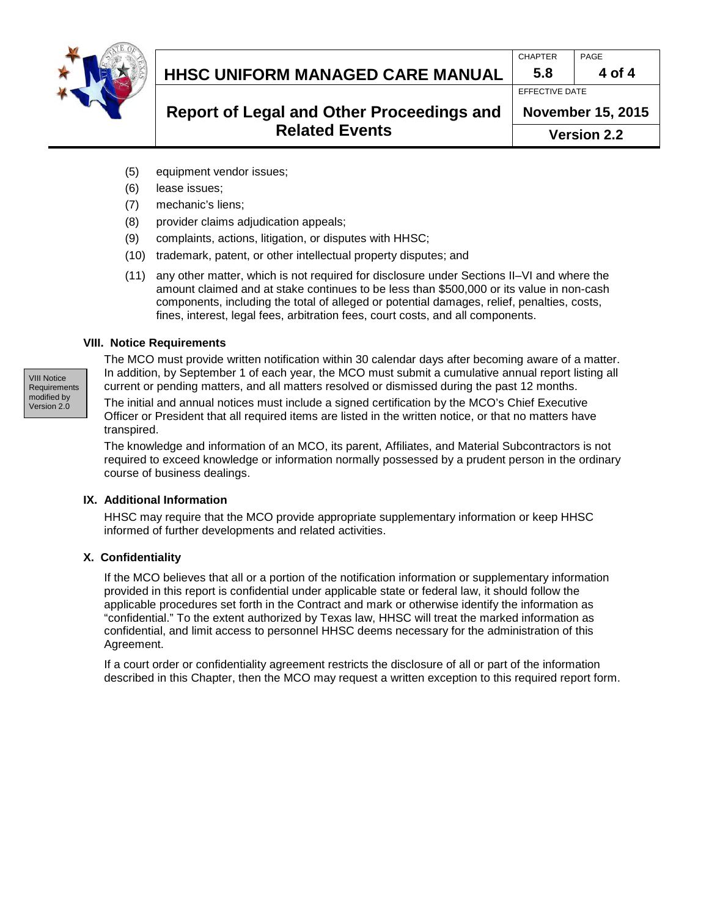(5) equipment vendor issues;
(6) lease issues;
(7) mechanic's liens;
(8) provider claims adjudication appeals;
(9) complaints, actions, litigation, or disputes with HHSC;
(10) trademark, patent, or other intellectual property disputes; and
(11) any other matter, which is not required for disclosure under Sections II–VI and where the amount claimed and at stake continues to be less than $500,000 or its value in non-cash components, including the total of alleged or potential damages, relief, penalties, costs, fines, interest, legal fees, arbitration fees, court costs, and all components.

### VIII. Notice Requirements

VIII Notice Requirements modified by Version 2.0

The MCO must provide written notification within 30 calendar days after becoming aware of a matter. In addition, by September 1 of each year, the MCO must submit a cumulative annual report listing all current or pending matters, and all matters resolved or dismissed during the past 12 months.

The initial and annual notices must include a signed certification by the MCO's Chief Executive Officer or President that all required items are listed in the written notice, or that no matters have transpired.

The knowledge and information of an MCO, its parent, Affiliates, and Material Subcontractors is not required to exceed knowledge or information normally possessed by a prudent person in the ordinary course of business dealings.

### IX. Additional Information

HHSC may require that the MCO provide appropriate supplementary information or keep HHSC informed of further developments and related activities.

### X. Confidentiality

If the MCO believes that all or a portion of the notification information or supplementary information provided in this report is confidential under applicable state or federal law, it should follow the applicable procedures set forth in the Contract and mark or otherwise identify the information as "confidential." To the extent authorized by Texas law, HHSC will treat the marked information as confidential, and limit access to personnel HHSC deems necessary for the administration of this Agreement.

If a court order or confidentiality agreement restricts the disclosure of all or part of the information described in this Chapter, then the MCO may request a written exception to this required report form.